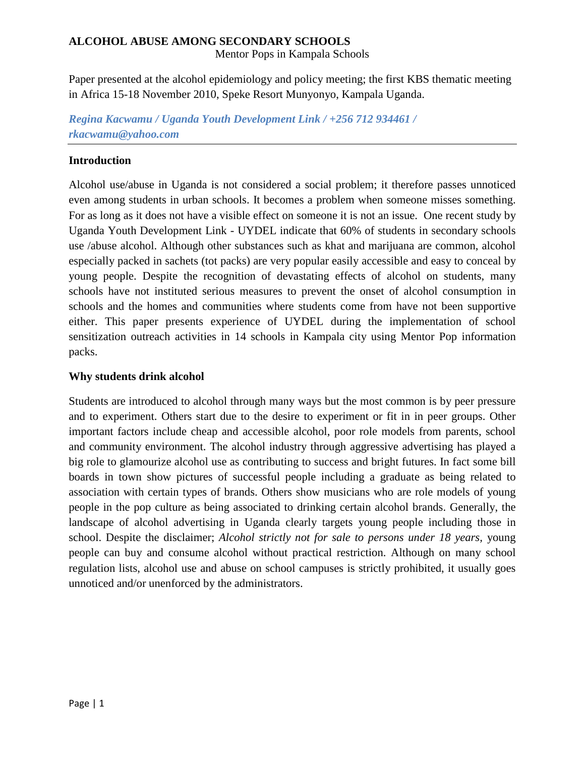# ALCOHOL ABUSE AMONG SECONDARY SCHOOLS

Mentor Pops in Kampala Schools

Paper presented at the alcohol epidemiology and policy meeting; the first KBS thematic meeting in Africa 15-18 November 2010, Speke Resort Munyonyo, Kampala Uganda.

***Regina Kacwamu / Uganda Youth Development Link / +256 712 934461 / rkacwamu@yahoo.com***

---

## Introduction

Alcohol use/abuse in Uganda is not considered a social problem; it therefore passes unnoticed even among students in urban schools. It becomes a problem when someone misses something. For as long as it does not have a visible effect on someone it is not an issue. One recent study by Uganda Youth Development Link - UYDEL indicate that 60% of students in secondary schools use /abuse alcohol. Although other substances such as khat and marijuana are common, alcohol especially packed in sachets (tot packs) are very popular easily accessible and easy to conceal by young people. Despite the recognition of devastating effects of alcohol on students, many schools have not instituted serious measures to prevent the onset of alcohol consumption in schools and the homes and communities where students come from have not been supportive either. This paper presents experience of UYDEL during the implementation of school sensitization outreach activities in 14 schools in Kampala city using Mentor Pop information packs.

## Why students drink alcohol

Students are introduced to alcohol through many ways but the most common is by peer pressure and to experiment. Others start due to the desire to experiment or fit in in peer groups. Other important factors include cheap and accessible alcohol, poor role models from parents, school and community environment. The alcohol industry through aggressive advertising has played a big role to glamourize alcohol use as contributing to success and bright futures. In fact some bill boards in town show pictures of successful people including a graduate as being related to association with certain types of brands. Others show musicians who are role models of young people in the pop culture as being associated to drinking certain alcohol brands. Generally, the landscape of alcohol advertising in Uganda clearly targets young people including those in school. Despite the disclaimer; *Alcohol strictly not for sale to persons under 18 years*, young people can buy and consume alcohol without practical restriction. Although on many school regulation lists, alcohol use and abuse on school campuses is strictly prohibited, it usually goes unnoticed and/or unenforced by the administrators.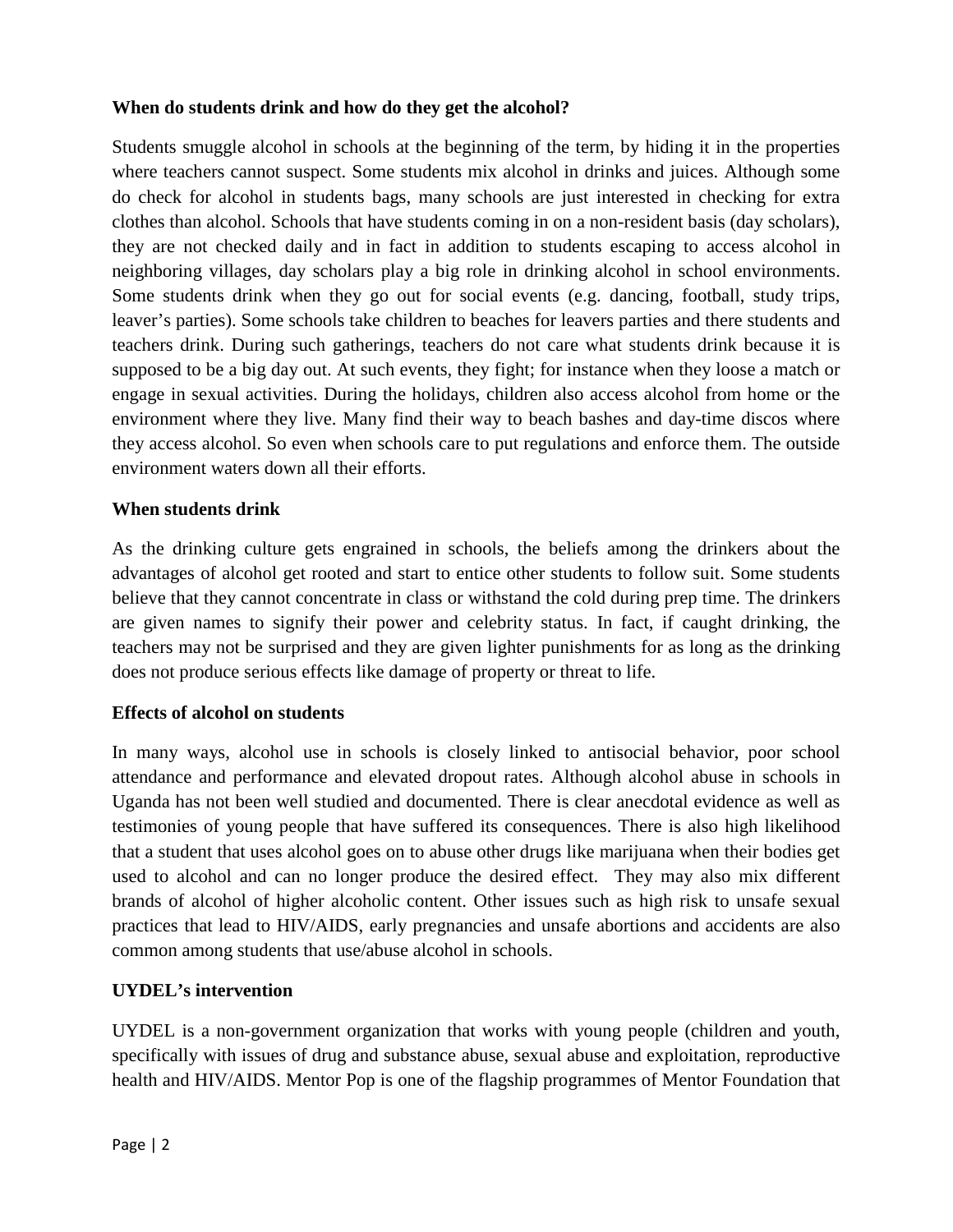**When do students drink and how do they get the alcohol?**

Students smuggle alcohol in schools at the beginning of the term, by hiding it in the properties where teachers cannot suspect. Some students mix alcohol in drinks and juices. Although some do check for alcohol in students bags, many schools are just interested in checking for extra clothes than alcohol. Schools that have students coming in on a non-resident basis (day scholars), they are not checked daily and in fact in addition to students escaping to access alcohol in neighboring villages, day scholars play a big role in drinking alcohol in school environments. Some students drink when they go out for social events (e.g. dancing, football, study trips, leaver's parties). Some schools take children to beaches for leavers parties and there students and teachers drink. During such gatherings, teachers do not care what students drink because it is supposed to be a big day out. At such events, they fight; for instance when they loose a match or engage in sexual activities. During the holidays, children also access alcohol from home or the environment where they live. Many find their way to beach bashes and day-time discos where they access alcohol. So even when schools care to put regulations and enforce them. The outside environment waters down all their efforts.

**When students drink**

As the drinking culture gets engrained in schools, the beliefs among the drinkers about the advantages of alcohol get rooted and start to entice other students to follow suit. Some students believe that they cannot concentrate in class or withstand the cold during prep time. The drinkers are given names to signify their power and celebrity status. In fact, if caught drinking, the teachers may not be surprised and they are given lighter punishments for as long as the drinking does not produce serious effects like damage of property or threat to life.

**Effects of alcohol on students**

In many ways, alcohol use in schools is closely linked to antisocial behavior, poor school attendance and performance and elevated dropout rates. Although alcohol abuse in schools in Uganda has not been well studied and documented. There is clear anecdotal evidence as well as testimonies of young people that have suffered its consequences. There is also high likelihood that a student that uses alcohol goes on to abuse other drugs like marijuana when their bodies get used to alcohol and can no longer produce the desired effect. They may also mix different brands of alcohol of higher alcoholic content. Other issues such as high risk to unsafe sexual practices that lead to HIV/AIDS, early pregnancies and unsafe abortions and accidents are also common among students that use/abuse alcohol in schools.

**UYDEL's intervention**

UYDEL is a non-government organization that works with young people (children and youth, specifically with issues of drug and substance abuse, sexual abuse and exploitation, reproductive health and HIV/AIDS. Mentor Pop is one of the flagship programmes of Mentor Foundation that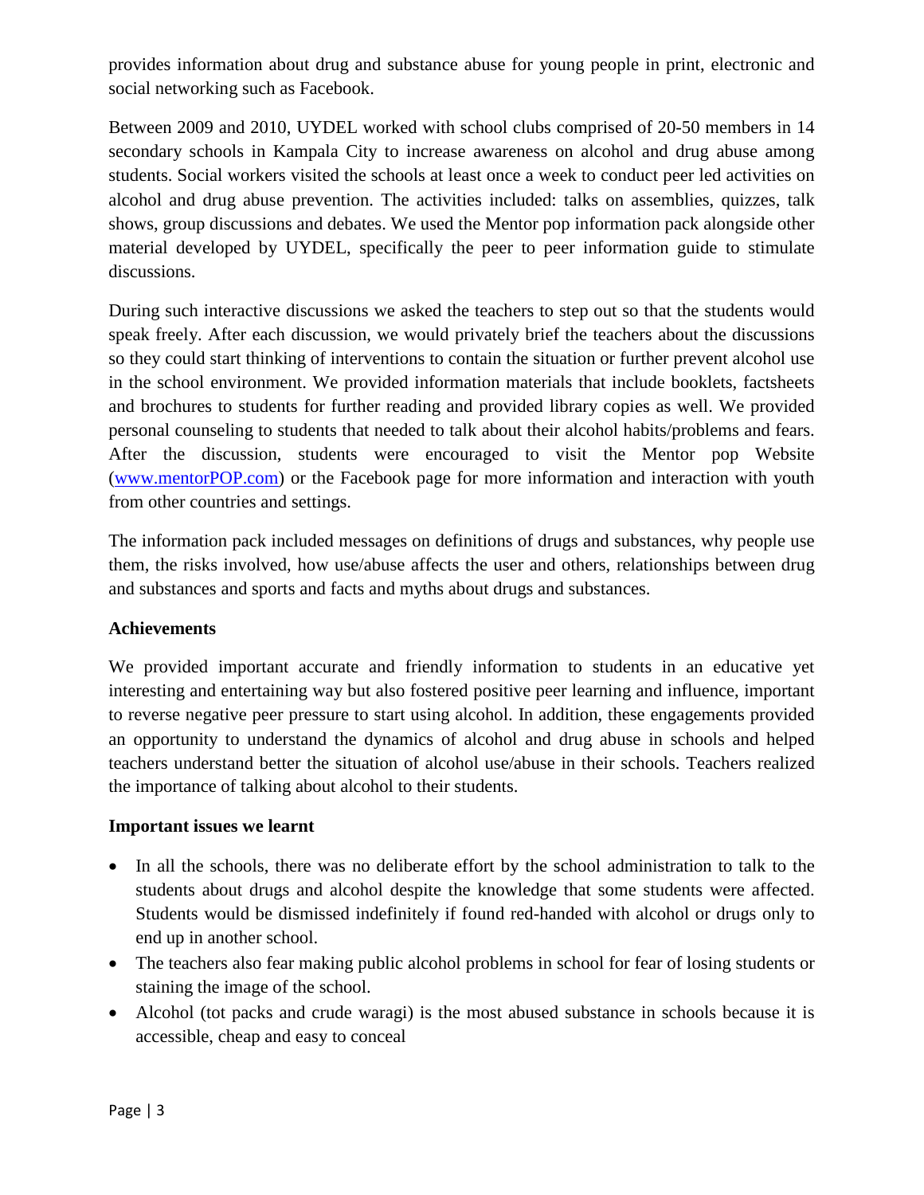provides information about drug and substance abuse for young people in print, electronic and social networking such as Facebook.

Between 2009 and 2010, UYDEL worked with school clubs comprised of 20-50 members in 14 secondary schools in Kampala City to increase awareness on alcohol and drug abuse among students. Social workers visited the schools at least once a week to conduct peer led activities on alcohol and drug abuse prevention. The activities included: talks on assemblies, quizzes, talk shows, group discussions and debates. We used the Mentor pop information pack alongside other material developed by UYDEL, specifically the peer to peer information guide to stimulate discussions.

During such interactive discussions we asked the teachers to step out so that the students would speak freely. After each discussion, we would privately brief the teachers about the discussions so they could start thinking of interventions to contain the situation or further prevent alcohol use in the school environment. We provided information materials that include booklets, factsheets and brochures to students for further reading and provided library copies as well. We provided personal counseling to students that needed to talk about their alcohol habits/problems and fears. After the discussion, students were encouraged to visit the Mentor pop Website ([www.mentorPOP.com](http://www.mentorPOP.com)) or the Facebook page for more information and interaction with youth from other countries and settings.

The information pack included messages on definitions of drugs and substances, why people use them, the risks involved, how use/abuse affects the user and others, relationships between drug and substances and sports and facts and myths about drugs and substances.

**Achievements**

We provided important accurate and friendly information to students in an educative yet interesting and entertaining way but also fostered positive peer learning and influence, important to reverse negative peer pressure to start using alcohol. In addition, these engagements provided an opportunity to understand the dynamics of alcohol and drug abuse in schools and helped teachers understand better the situation of alcohol use/abuse in their schools. Teachers realized the importance of talking about alcohol to their students.

**Important issues we learnt**

- In all the schools, there was no deliberate effort by the school administration to talk to the students about drugs and alcohol despite the knowledge that some students were affected. Students would be dismissed indefinitely if found red-handed with alcohol or drugs only to end up in another school.
- The teachers also fear making public alcohol problems in school for fear of losing students or staining the image of the school.
- Alcohol (tot packs and crude waragi) is the most abused substance in schools because it is accessible, cheap and easy to conceal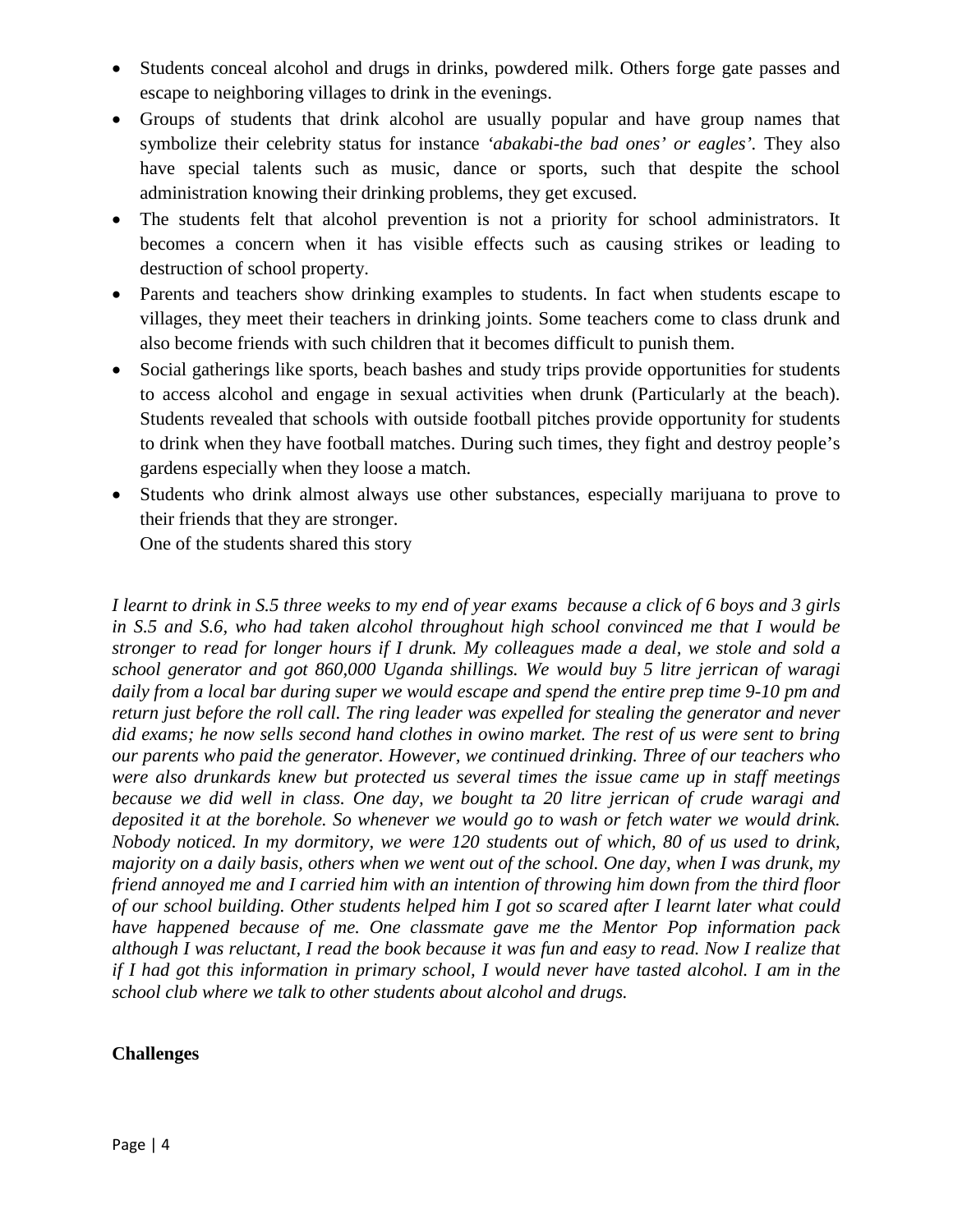- Students conceal alcohol and drugs in drinks, powdered milk. Others forge gate passes and escape to neighboring villages to drink in the evenings.
- Groups of students that drink alcohol are usually popular and have group names that symbolize their celebrity status for instance *'abakabi-the bad ones' or eagles'*. They also have special talents such as music, dance or sports, such that despite the school administration knowing their drinking problems, they get excused.
- The students felt that alcohol prevention is not a priority for school administrators. It becomes a concern when it has visible effects such as causing strikes or leading to destruction of school property.
- Parents and teachers show drinking examples to students. In fact when students escape to villages, they meet their teachers in drinking joints. Some teachers come to class drunk and also become friends with such children that it becomes difficult to punish them.
- Social gatherings like sports, beach bashes and study trips provide opportunities for students to access alcohol and engage in sexual activities when drunk (Particularly at the beach). Students revealed that schools with outside football pitches provide opportunity for students to drink when they have football matches. During such times, they fight and destroy people's gardens especially when they loose a match.
- Students who drink almost always use other substances, especially marijuana to prove to their friends that they are stronger.

  One of the students shared this story

*I learnt to drink in S.5 three weeks to my end of year exams because a click of 6 boys and 3 girls in S.5 and S.6, who had taken alcohol throughout high school convinced me that I would be stronger to read for longer hours if I drunk. My colleagues made a deal, we stole and sold a school generator and got 860,000 Uganda shillings. We would buy 5 litre jerrican of waragi daily from a local bar during super we would escape and spend the entire prep time 9-10 pm and return just before the roll call. The ring leader was expelled for stealing the generator and never did exams; he now sells second hand clothes in owino market. The rest of us were sent to bring our parents who paid the generator. However, we continued drinking. Three of our teachers who were also drunkards knew but protected us several times the issue came up in staff meetings because we did well in class. One day, we bought ta 20 litre jerrican of crude waragi and deposited it at the borehole. So whenever we would go to wash or fetch water we would drink. Nobody noticed. In my dormitory, we were 120 students out of which, 80 of us used to drink, majority on a daily basis, others when we went out of the school. One day, when I was drunk, my friend annoyed me and I carried him with an intention of throwing him down from the third floor of our school building. Other students helped him I got so scared after I learnt later what could have happened because of me. One classmate gave me the Mentor Pop information pack although I was reluctant, I read the book because it was fun and easy to read. Now I realize that if I had got this information in primary school, I would never have tasted alcohol. I am in the school club where we talk to other students about alcohol and drugs.*

**Challenges**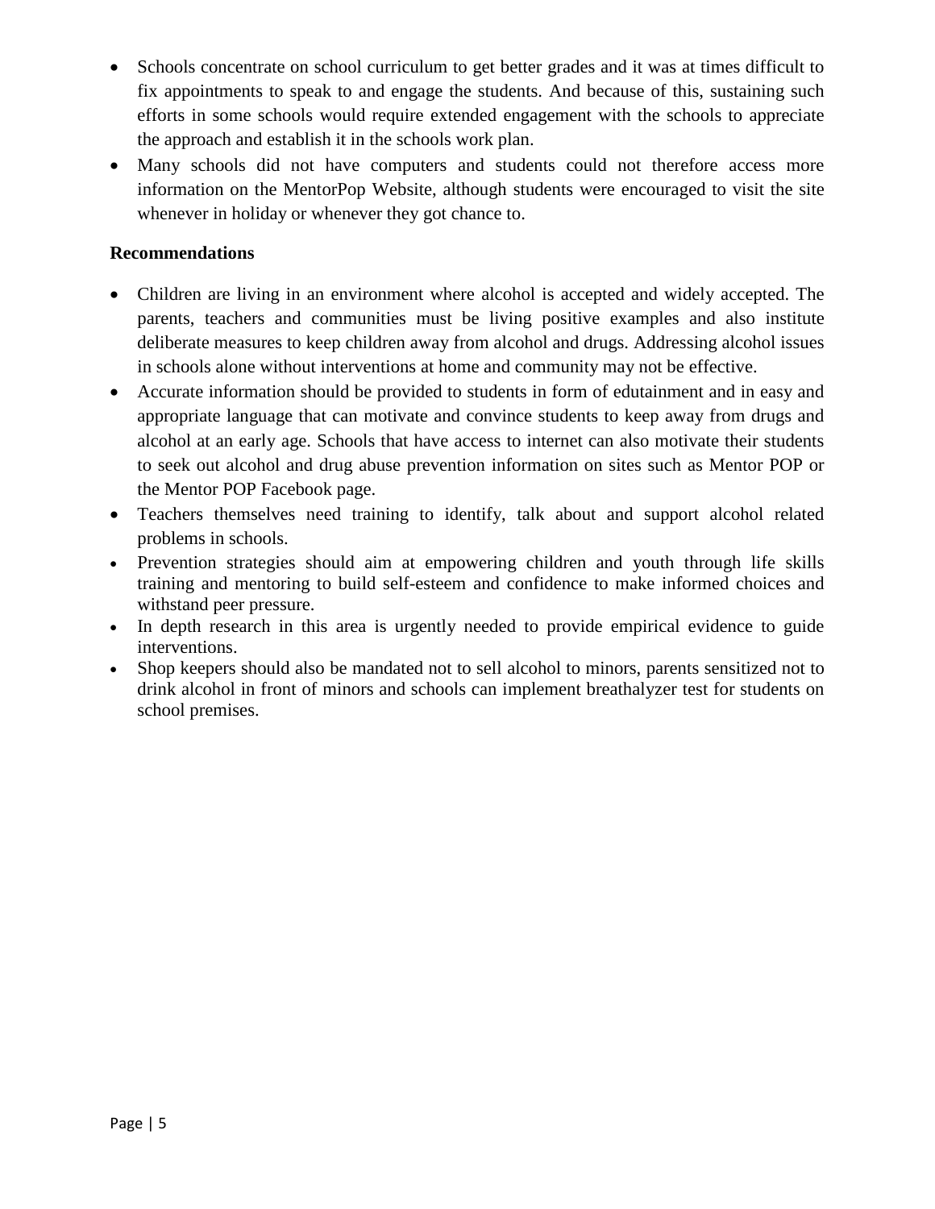- Schools concentrate on school curriculum to get better grades and it was at times difficult to fix appointments to speak to and engage the students. And because of this, sustaining such efforts in some schools would require extended engagement with the schools to appreciate the approach and establish it in the schools work plan.
- Many schools did not have computers and students could not therefore access more information on the MentorPop Website, although students were encouraged to visit the site whenever in holiday or whenever they got chance to.

**Recommendations**

- Children are living in an environment where alcohol is accepted and widely accepted. The parents, teachers and communities must be living positive examples and also institute deliberate measures to keep children away from alcohol and drugs. Addressing alcohol issues in schools alone without interventions at home and community may not be effective.
- Accurate information should be provided to students in form of edutainment and in easy and appropriate language that can motivate and convince students to keep away from drugs and alcohol at an early age. Schools that have access to internet can also motivate their students to seek out alcohol and drug abuse prevention information on sites such as Mentor POP or the Mentor POP Facebook page.
- Teachers themselves need training to identify, talk about and support alcohol related problems in schools.
- Prevention strategies should aim at empowering children and youth through life skills training and mentoring to build self-esteem and confidence to make informed choices and withstand peer pressure.
- In depth research in this area is urgently needed to provide empirical evidence to guide interventions.
- Shop keepers should also be mandated not to sell alcohol to minors, parents sensitized not to drink alcohol in front of minors and schools can implement breathalyzer test for students on school premises.